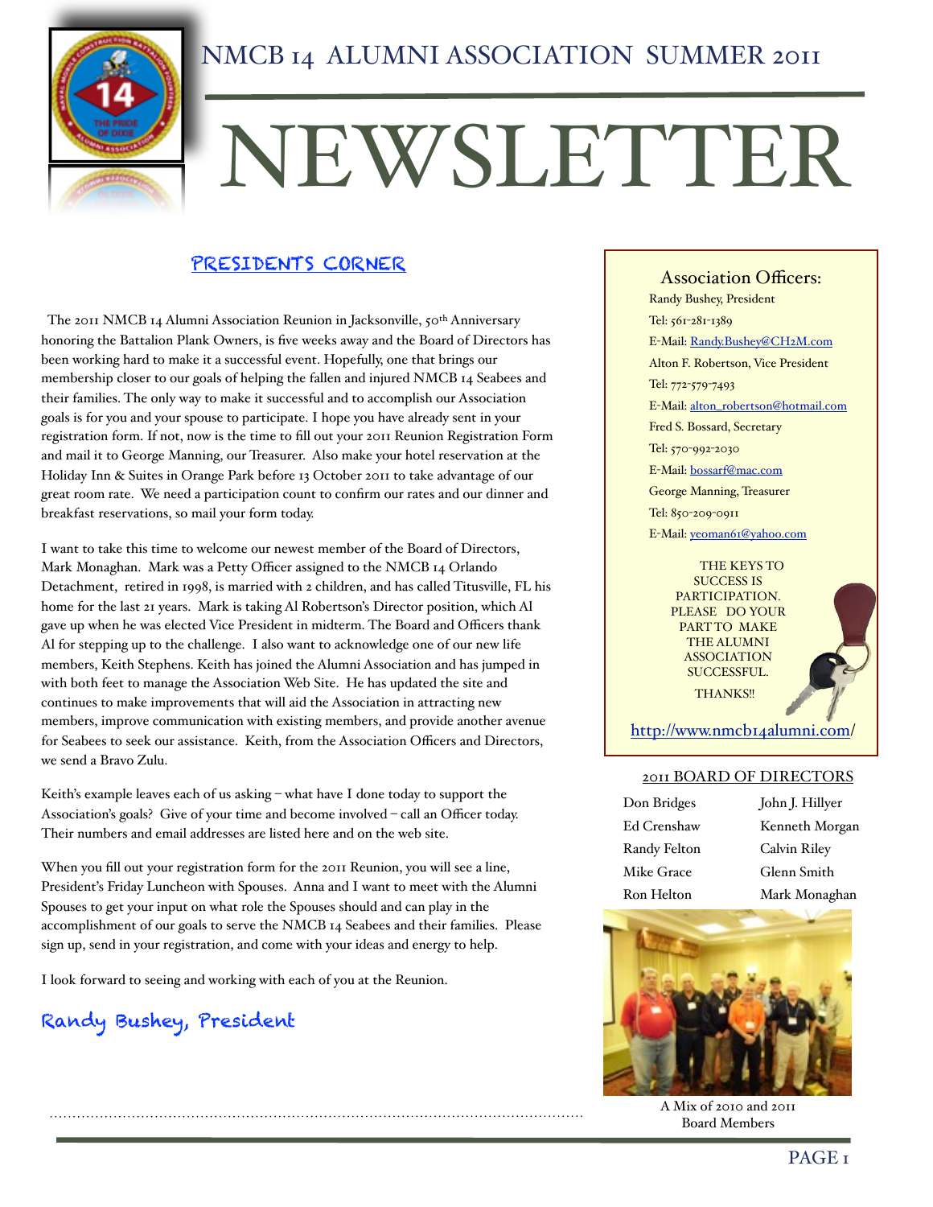# NMCB 14 ALUMNI ASSOCIATION SUMMER 2011

# NEWSLETTER

## PRESIDENTS CORNER

The 2011 NMCB 14 Alumni Association Reunion in Jacksonville, 50th Anniversary honoring the Battalion Plank Owners, is five weeks away and the Board of Directors has been working hard to make it a successful event. Hopefully, one that brings our membership closer to our goals of helping the fallen and injured NMCB 14 Seabees and their families. The only way to make it successful and to accomplish our Association goals is for you and your spouse to participate. I hope you have already sent in your registration form. If not, now is the time to fill out your 2011 Reunion Registration Form and mail it to George Manning, our Treasurer. Also make your hotel reservation at the Holiday Inn & Suites in Orange Park before 13 October 2011 to take advantage of our great room rate. We need a participation count to confirm our rates and our dinner and breakfast reservations, so mail your form today.

I want to take this time to welcome our newest member of the Board of Directors, Mark Monaghan. Mark was a Petty Officer assigned to the NMCB 14 Orlando Detachment, retired in 1998, is married with 2 children, and has called Titusville, FL his home for the last 21 years. Mark is taking Al Robertson's Director position, which Al gave up when he was elected Vice President in midterm. The Board and Officers thank Al for stepping up to the challenge. I also want to acknowledge one of our new life members, Keith Stephens. Keith has joined the Alumni Association and has jumped in with both feet to manage the Association Web Site. He has updated the site and continues to make improvements that will aid the Association in attracting new members, improve communication with existing members, and provide another avenue for Seabees to seek our assistance. Keith, from the Association Officers and Directors, we send a Bravo Zulu.

Keith's example leaves each of us asking – what have I done today to support the Association's goals? Give of your time and become involved – call an Officer today. Their numbers and email addresses are listed here and on the web site.

When you fill out your registration form for the 2011 Reunion, you will see a line, President's Friday Luncheon with Spouses. Anna and I want to meet with the Alumni Spouses to get your input on what role the Spouses should and can play in the accomplishment of our goals to serve the NMCB 14 Seabees and their families. Please sign up, send in your registration, and come with your ideas and energy to help.

I look forward to seeing and working with each of you at the Reunion.

**Randy Bushey, President**

---

### Association Officers:

Randy Bushey, President
Tel: 561-281-1389
E-Mail: Randy.Bushey@CH2M.com

Alton F. Robertson, Vice President
Tel: 772-579-7493
E-Mail: alton_robertson@hotmail.com

Fred S. Bossard, Secretary
Tel: 570-992-2030
E-Mail: bossarf@mac.com

George Manning, Treasurer
Tel: 850-209-0911
E-Mail: yeoman61@yahoo.com

THE KEYS TO SUCCESS IS PARTICIPATION. PLEASE DO YOUR PART TO MAKE THE ALUMNI ASSOCIATION SUCCESSFUL.

THANKS!!

http://www.nmcb14alumni.com/

### 2011 BOARD OF DIRECTORS

| | |
|---|---|
| Don Bridges | John J. Hillyer |
| Ed Crenshaw | Kenneth Morgan |
| Randy Felton | Calvin Riley |
| Mike Grace | Glenn Smith |
| Ron Helton | Mark Monaghan |

A Mix of 2010 and 2011 Board Members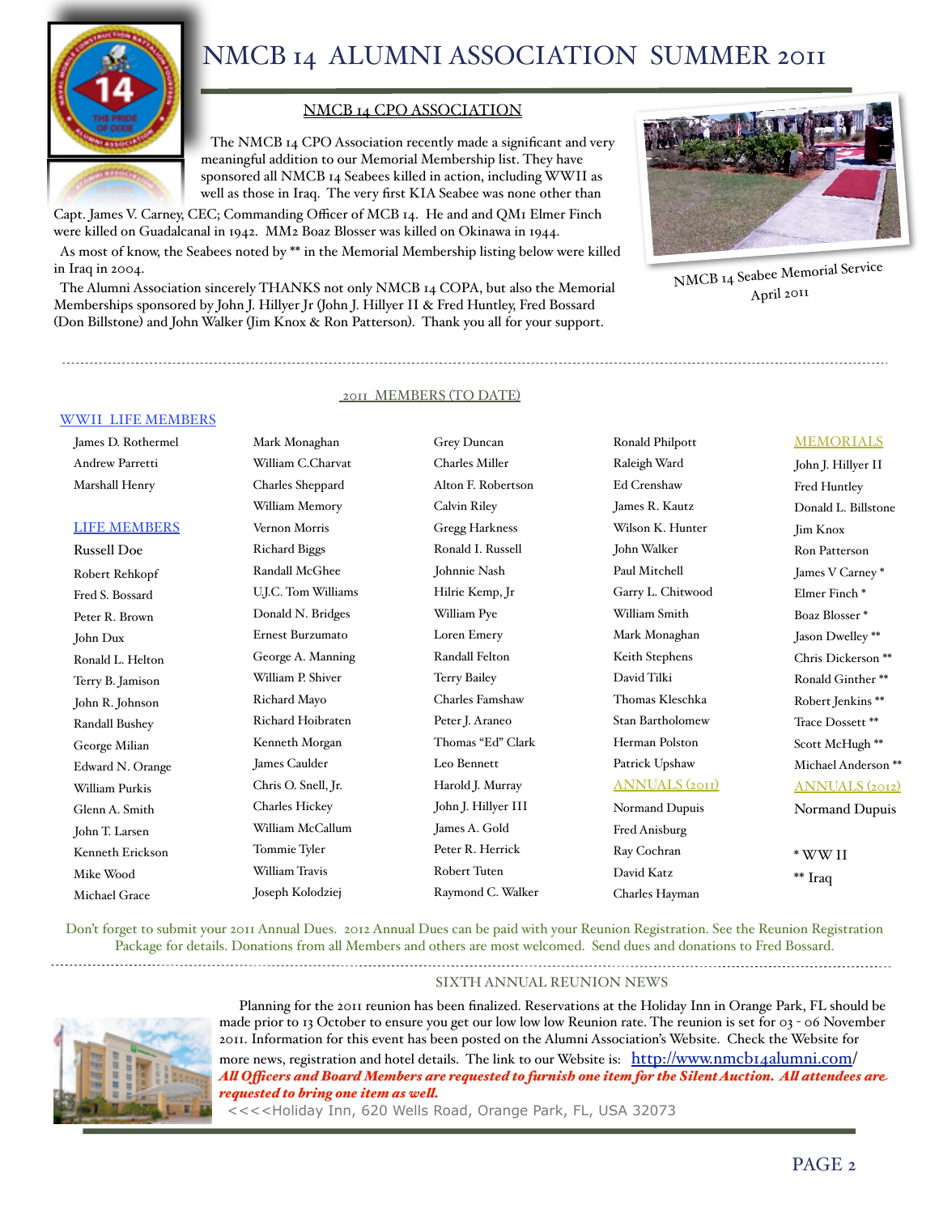# NMCB 14 ALUMNI ASSOCIATION SUMMER 2011

## NMCB 14 CPO ASSOCIATION

The NMCB 14 CPO Association recently made a significant and very meaningful addition to our Memorial Membership list. They have sponsored all NMCB 14 Seabees killed in action, including WWII as well as those in Iraq. The very first KIA Seabee was none other than Capt. James V. Carney, CEC; Commanding Officer of MCB 14. He and and QM1 Elmer Finch were killed on Guadalcanal in 1942. MM2 Boaz Blosser was killed on Okinawa in 1944.

As most of know, the Seabees noted by ** in the Memorial Membership listing below were killed in Iraq in 2004.

The Alumni Association sincerely THANKS not only NMCB 14 COPA, but also the Memorial Memberships sponsored by John J. Hillyer Jr (John J. Hillyer II & Fred Huntley, Fred Bossard (Don Billstone) and John Walker (Jim Knox & Ron Patterson). Thank you all for your support.

NMCB 14 Seabee Memorial Service April 2011

---

## 2011 MEMBERS (TO DATE)

### WWII LIFE MEMBERS

James D. Rothermel
Andrew Parretti
Marshall Henry

### LIFE MEMBERS

Russell Doe
Robert Rehkopf
Fred S. Bossard
Peter R. Brown
John Dux
Ronald L. Helton
Terry B. Jamison
John R. Johnson
Randall Bushey
George Milian
Edward N. Orange
William Purkis
Glenn A. Smith
John T. Larsen
Kenneth Erickson
Mike Wood
Michael Grace
Mark Monaghan
William C.Charvat
Charles Sheppard
William Memory
Vernon Morris
Richard Biggs
Randall McGhee
U.J.C. Tom Williams
Donald N. Bridges
Ernest Burzumato
George A. Manning
William P. Shiver
Richard Mayo
Richard Hoibraten
Kenneth Morgan
James Caulder
Chris O. Snell, Jr.
Charles Hickey
William McCallum
Tommie Tyler
William Travis
Joseph Kolodziej
Grey Duncan
Charles Miller
Alton F. Robertson
Calvin Riley
Gregg Harkness
Ronald I. Russell
Johnnie Nash
Hilrie Kemp, Jr
William Pye
Loren Emery
Randall Felton
Terry Bailey
Charles Famshaw
Peter J. Araneo
Thomas "Ed" Clark
Leo Bennett
Harold J. Murray
John J. Hillyer III
James A. Gold
Peter R. Herrick
Robert Tuten
Raymond C. Walker
Ronald Philpott
Raleigh Ward
Ed Crenshaw
James R. Kautz
Wilson K. Hunter
John Walker
Paul Mitchell
Garry L. Chitwood
William Smith
Mark Monaghan
Keith Stephens
David Tilki
Thomas Kleschka
Stan Bartholomew
Herman Polston
Patrick Upshaw

### ANNUALS (2011)

Normand Dupuis
Fred Anisburg
Ray Cochran
David Katz
Charles Hayman

### MEMORIALS

John J. Hillyer II
Fred Huntley
Donald L. Billstone
Jim Knox
Ron Patterson
James V Carney *
Elmer Finch *
Boaz Blosser *
Jason Dwelley **
Chris Dickerson **
Ronald Ginther **
Robert Jenkins **
Trace Dossett **
Scott McHugh **
Michael Anderson **

### ANNUALS (2012)

Normand Dupuis

\* WW II
** Iraq

Don't forget to submit your 2011 Annual Dues. 2012 Annual Dues can be paid with your Reunion Registration. See the Reunion Registration Package for details. Donations from all Members and others are most welcomed. Send dues and donations to Fred Bossard.

---

## SIXTH ANNUAL REUNION NEWS

Planning for the 2011 reunion has been finalized. Reservations at the Holiday Inn in Orange Park, FL should be made prior to 13 October to ensure you get our low low low Reunion rate. The reunion is set for 03 - 06 November 2011. Information for this event has been posted on the Alumni Association's Website. Check the Website for more news, registration and hotel details. The link to our Website is: http://www.nmcb14alumni.com/

***All Officers and Board Members are requested to furnish one item for the Silent Auction. All attendees are requested to bring one item as well.***

<<<<Holiday Inn, 620 Wells Road, Orange Park, FL, USA 32073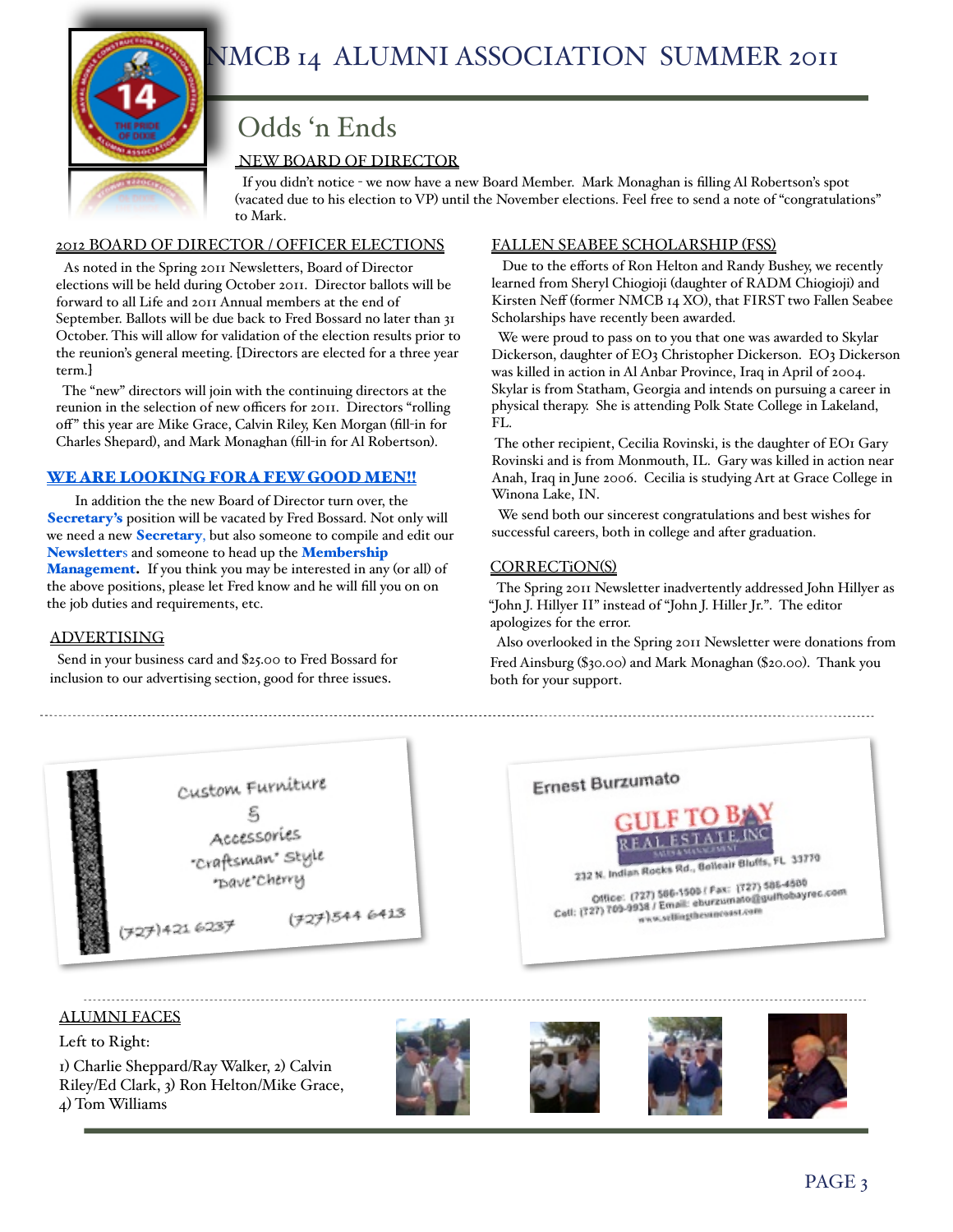# NMCB 14 ALUMNI ASSOCIATION SUMMER 2011

## Odds 'n Ends

### NEW BOARD OF DIRECTOR

If you didn't notice - we now have a new Board Member. Mark Monaghan is filling Al Robertson's spot (vacated due to his election to VP) until the November elections. Feel free to send a note of "congratulations" to Mark.

### 2012 BOARD OF DIRECTOR / OFFICER ELECTIONS

As noted in the Spring 2011 Newsletters, Board of Director elections will be held during October 2011. Director ballots will be forward to all Life and 2011 Annual members at the end of September. Ballots will be due back to Fred Bossard no later than 31 October. This will allow for validation of the election results prior to the reunion's general meeting. [Directors are elected for a three year term.]

The "new" directors will join with the continuing directors at the reunion in the selection of new officers for 2011. Directors "rolling off" this year are Mike Grace, Calvin Riley, Ken Morgan (fill-in for Charles Shepard), and Mark Monaghan (fill-in for Al Robertson).

### WE ARE LOOKING FOR A FEW GOOD MEN!!

In addition the the new Board of Director turn over, the **Secretary's** position will be vacated by Fred Bossard. Not only will we need a new **Secretary**, but also someone to compile and edit our **Newsletters** and someone to head up the **Membership Management.** If you think you may be interested in any (or all) of the above positions, please let Fred know and he will fill you on on the job duties and requirements, etc.

### ADVERTISING

Send in your business card and $25.00 to Fred Bossard for inclusion to our advertising section, good for three issues.

### FALLEN SEABEE SCHOLARSHIP (FSS)

Due to the efforts of Ron Helton and Randy Bushey, we recently learned from Sheryl Chiogioji (daughter of RADM Chiogioji) and Kirsten Neff (former NMCB 14 XO), that FIRST two Fallen Seabee Scholarships have recently been awarded.

We were proud to pass on to you that one was awarded to Skylar Dickerson, daughter of EO3 Christopher Dickerson. EO3 Dickerson was killed in action in Al Anbar Province, Iraq in April of 2004. Skylar is from Statham, Georgia and intends on pursuing a career in physical therapy. She is attending Polk State College in Lakeland, FL.

The other recipient, Cecilia Rovinski, is the daughter of EO1 Gary Rovinski and is from Monmouth, IL. Gary was killed in action near Anah, Iraq in June 2006. Cecilia is studying Art at Grace College in Winona Lake, IN.

We send both our sincerest congratulations and best wishes for successful careers, both in college and after graduation.

### CORRECTiON(S)

The Spring 2011 Newsletter inadvertently addressed John Hillyer as "John J. Hillyer II" instead of "John J. Hiller Jr.". The editor apologizes for the error.

Also overlooked in the Spring 2011 Newsletter were donations from Fred Ainsburg ($30.00) and Mark Monaghan ($20.00). Thank you both for your support.

---

Custom Furniture
&
Accessories
"Craftsman" Style
"Dave" Cherry
(727)421 6237 (727)544 6413

Ernest Burzumato
GULF TO BAY
REAL ESTATE, INC.
SALES & MANAGEMENT
232 N. Indian Rocks Rd., Belleair Bluffs, FL 33770
Office: (727) 586-1500 / Fax: (727) 586-4500
Cell: (727) 709-9938 / Email: eburzumato@gulftobayrec.com
www.sellingthesuncoast.com

---

### ALUMNI FACES

Left to Right:

1) Charlie Sheppard/Ray Walker, 2) Calvin Riley/Ed Clark, 3) Ron Helton/Mike Grace, 4) Tom Williams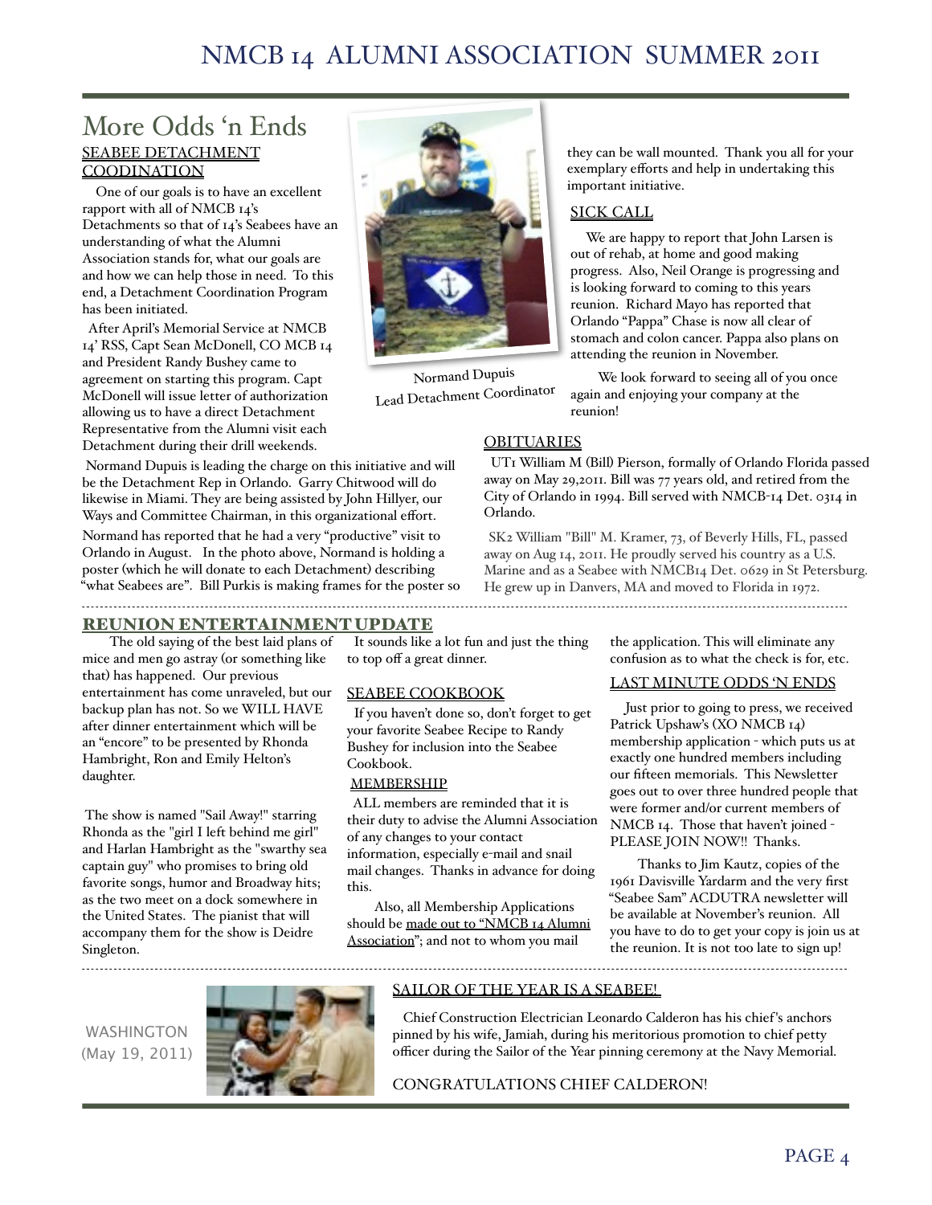## More Odds 'n Ends

### SEABEE DETACHMENT COODINATION

One of our goals is to have an excellent rapport with all of NMCB 14's Detachments so that of 14's Seabees have an understanding of what the Alumni Association stands for, what our goals are and how we can help those in need. To this end, a Detachment Coordination Program has been initiated.

After April's Memorial Service at NMCB 14' RSS, Capt Sean McDonell, CO MCB 14 and President Randy Bushey came to agreement on starting this program. Capt McDonell will issue letter of authorization allowing us to have a direct Detachment Representative from the Alumni visit each Detachment during their drill weekends.

Normand Dupuis
Lead Detachment Coordinator

Normand Dupuis is leading the charge on this initiative and will be the Detachment Rep in Orlando. Garry Chitwood will do likewise in Miami. They are being assisted by John Hillyer, our Ways and Committee Chairman, in this organizational effort.

Normand has reported that he had a very "productive" visit to Orlando in August. In the photo above, Normand is holding a poster (which he will donate to each Detachment) describing "what Seabees are". Bill Purkis is making frames for the poster so they can be wall mounted. Thank you all for your exemplary efforts and help in undertaking this important initiative.

### SICK CALL

We are happy to report that John Larsen is out of rehab, at home and good making progress. Also, Neil Orange is progressing and is looking forward to coming to this years reunion. Richard Mayo has reported that Orlando "Pappa" Chase is now all clear of stomach and colon cancer. Pappa also plans on attending the reunion in November.

We look forward to seeing all of you once again and enjoying your company at the reunion!

### OBITUARIES

UT1 William M (Bill) Pierson, formally of Orlando Florida passed away on May 29,2011. Bill was 77 years old, and retired from the City of Orlando in 1994. Bill served with NMCB-14 Det. 0314 in Orlando.

SK2 William "Bill" M. Kramer, 73, of Beverly Hills, FL, passed away on Aug 14, 2011. He proudly served his country as a U.S. Marine and as a Seabee with NMCB14 Det. 0629 in St Petersburg. He grew up in Danvers, MA and moved to Florida in 1972.

---

### REUNION ENTERTAINMENT UPDATE

The old saying of the best laid plans of mice and men go astray (or something like that) has happened. Our previous entertainment has come unraveled, but our backup plan has not. So we WILL HAVE after dinner entertainment which will be an "encore" to be presented by Rhonda Hambright, Ron and Emily Helton's daughter.

The show is named "Sail Away!" starring Rhonda as the "girl I left behind me girl" and Harlan Hambright as the "swarthy sea captain guy" who promises to bring old favorite songs, humor and Broadway hits; as the two meet on a dock somewhere in the United States. The pianist that will accompany them for the show is Deidre Singleton.

It sounds like a lot fun and just the thing to top off a great dinner.

### SEABEE COOKBOOK

If you haven't done so, don't forget to get your favorite Seabee Recipe to Randy Bushey for inclusion into the Seabee Cookbook.

### MEMBERSHIP

ALL members are reminded that it is their duty to advise the Alumni Association of any changes to your contact information, especially e-mail and snail mail changes. Thanks in advance for doing this.

Also, all Membership Applications should be made out to "NMCB 14 Alumni Association"; and not to whom you mail the application. This will eliminate any confusion as to what the check is for, etc.

### LAST MINUTE ODDS 'N ENDS

Just prior to going to press, we received Patrick Upshaw's (XO NMCB 14) membership application - which puts us at exactly one hundred members including our fifteen memorials. This Newsletter goes out to over three hundred people that were former and/or current members of NMCB 14. Those that haven't joined - PLEASE JOIN NOW!! Thanks.

Thanks to Jim Kautz, copies of the 1961 Davisville Yardarm and the very first "Seabee Sam" ACDUTRA newsletter will be available at November's reunion. All you have to do to get your copy is join us at the reunion. It is not too late to sign up!

---

### SAILOR OF THE YEAR IS A SEABEE!

WASHINGTON (May 19, 2011)

Chief Construction Electrician Leonardo Calderon has his chief's anchors pinned by his wife, Jamiah, during his meritorious promotion to chief petty officer during the Sailor of the Year pinning ceremony at the Navy Memorial.

CONGRATULATIONS CHIEF CALDERON!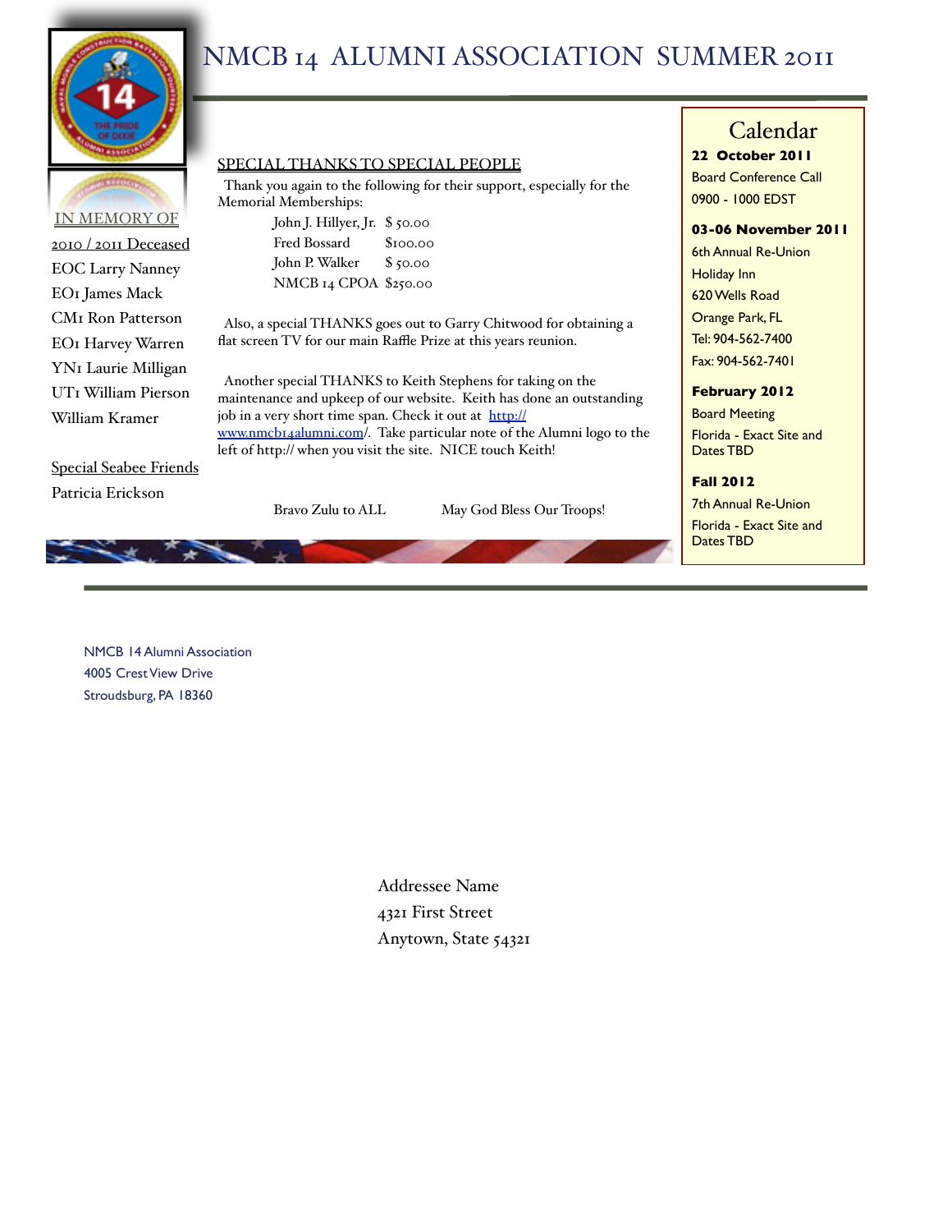# NMCB 14 ALUMNI ASSOCIATION SUMMER 2011

## SPECIAL THANKS TO SPECIAL PEOPLE

Thank you again to the following for their support, especially for the Memorial Memberships:

| | |
|---|---|
| John J. Hillyer, Jr. | $ 50.00 |
| Fred Bossard | $100.00 |
| John P. Walker | $ 50.00 |
| NMCB 14 CPOA | $250.00 |

Also, a special THANKS goes out to Garry Chitwood for obtaining a flat screen TV for our main Raffle Prize at this years reunion.

Another special THANKS to Keith Stephens for taking on the maintenance and upkeep of our website. Keith has done an outstanding job in a very short time span. Check it out at http://www.nmcb14alumni.com/. Take particular note of the Alumni logo to the left of http:// when you visit the site. NICE touch Keith!

Bravo Zulu to ALL May God Bless Our Troops!

## IN MEMORY OF

2010 / 2011 Deceased

EOC Larry Nanney
EO1 James Mack
CM1 Ron Patterson
EO1 Harvey Warren
YN1 Laurie Milligan
UT1 William Pierson
William Kramer

Special Seabee Friends

Patricia Erickson

## Calendar

**22 October 2011**
Board Conference Call
0900 - 1000 EDST

**03-06 November 2011**
6th Annual Re-Union
Holiday Inn
620 Wells Road
Orange Park, FL
Tel: 904-562-7400
Fax: 904-562-7401

**February 2012**
Board Meeting
Florida - Exact Site and Dates TBD

**Fall 2012**
7th Annual Re-Union
Florida - Exact Site and Dates TBD

NMCB 14 Alumni Association
4005 Crest View Drive
Stroudsburg, PA 18360

Addressee Name
4321 First Street
Anytown, State 54321